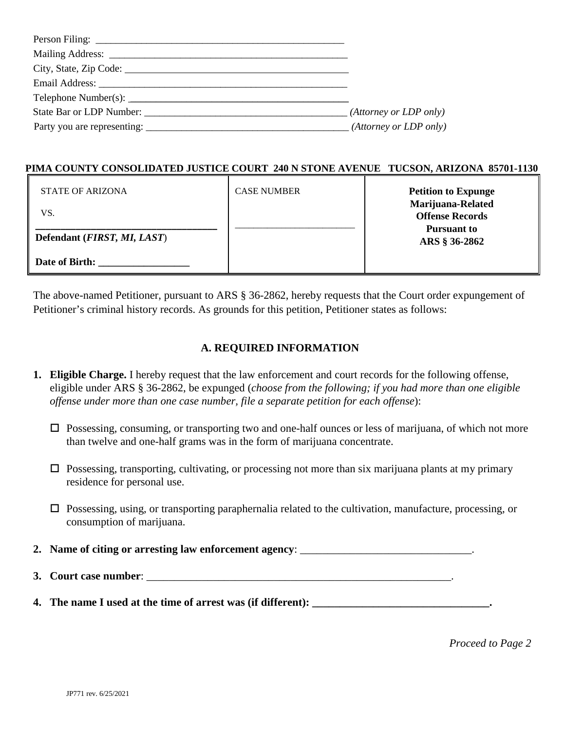Person Filing: ___________________________________________________

Mailing Address: _________________________________________________

City, State, Zip Code: _____________________________________________

Email Address: ___________________________________________________

Telephone Number(s): _____________________________________________

State Bar or LDP Number: ________________________________________ *(Attorney or LDP only)*

Party you are representing: ________________________________________ *(Attorney or LDP only)*

**PIMA COUNTY CONSOLIDATED JUSTICE COURT 240 N STONE AVENUE TUCSON, ARIZONA 85701-1130**

| STATE OF ARIZONA<br><br>VS.<br><br>___________________________________<br>**Defendant (*FIRST, MI, LAST*)**<br><br>**Date of Birth: __________________** | CASE NUMBER<br><br>_________________________ | **Petition to Expunge Marijuana-Related Offense Records Pursuant to ARS § 36-2862** |
|---|---|---|

The above-named Petitioner, pursuant to ARS § 36-2862, hereby requests that the Court order expungement of Petitioner's criminal history records. As grounds for this petition, Petitioner states as follows:

## A. REQUIRED INFORMATION

1. **Eligible Charge.** I hereby request that the law enforcement and court records for the following offense, eligible under ARS § 36-2862, be expunged (*choose from the following; if you had more than one eligible offense under more than one case number, file a separate petition for each offense*):

   ☐ Possessing, consuming, or transporting two and one-half ounces or less of marijuana, of which not more than twelve and one-half grams was in the form of marijuana concentrate.

   ☐ Possessing, transporting, cultivating, or processing not more than six marijuana plants at my primary residence for personal use.

   ☐ Possessing, using, or transporting paraphernalia related to the cultivation, manufacture, processing, or consumption of marijuana.

2. **Name of citing or arresting law enforcement agency**: _______________________________.

3. **Court case number**: ___________________________________________________________.

4. **The name I used at the time of arrest was (if different): ________________________________.**

*Proceed to Page 2*

JP771 rev. 6/25/2021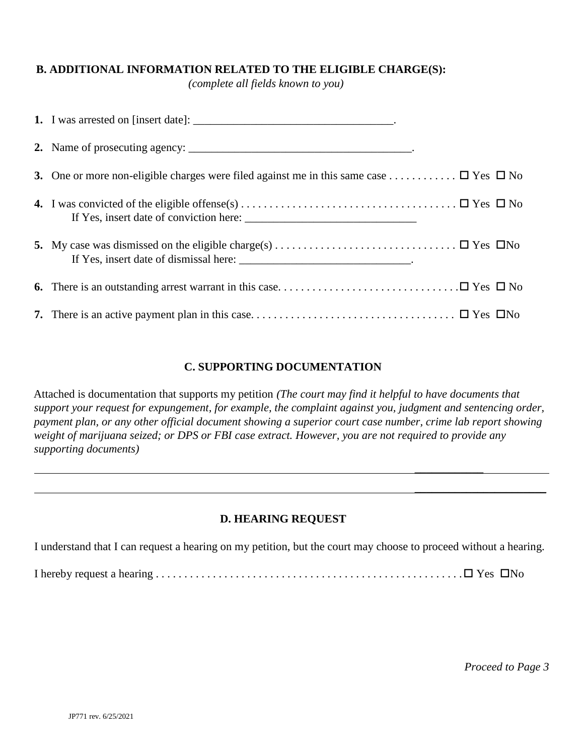## B. ADDITIONAL INFORMATION RELATED TO THE ELIGIBLE CHARGE(S):

*(complete all fields known to you)*

**1.** I was arrested on [insert date]: ___________________________________.

**2.** Name of prosecuting agency: ______________________________________.

**3.** One or more non-eligible charges were filed against me in this same case . . . . . . . . . . . ☐ Yes ☐ No

**4.** I was convicted of the eligible offense(s) . . . . . . . . . . . . . . . . . . . . . . . . . . . . . . . . . . . . ☐ Yes ☐ No
If Yes, insert date of conviction here: _____________________________

**5.** My case was dismissed on the eligible charge(s) . . . . . . . . . . . . . . . . . . . . . . . . . . . . . . . ☐ Yes ☐No
If Yes, insert date of dismissal here: _____________________________.

**6.** There is an outstanding arrest warrant in this case. . . . . . . . . . . . . . . . . . . . . . . . . . . . . . . .☐ Yes ☐ No

**7.** There is an active payment plan in this case. . . . . . . . . . . . . . . . . . . . . . . . . . . . . . . . . . . ☐ Yes ☐No

## C. SUPPORTING DOCUMENTATION

Attached is documentation that supports my petition *(The court may find it helpful to have documents that support your request for expungement, for example, the complaint against you, judgment and sentencing order, payment plan, or any other official document showing a superior court case number, crime lab report showing weight of marijuana seized; or DPS or FBI case extract. However, you are not required to provide any supporting documents)*

______________________________________________________________________________

______________________________________________________________________________

## D. HEARING REQUEST

I understand that I can request a hearing on my petition, but the court may choose to proceed without a hearing.

I hereby request a hearing . . . . . . . . . . . . . . . . . . . . . . . . . . . . . . . . . . . . . . . . . . . . . . . . . . . . . ☐ Yes ☐No

*Proceed to Page 3*

JP771 rev. 6/25/2021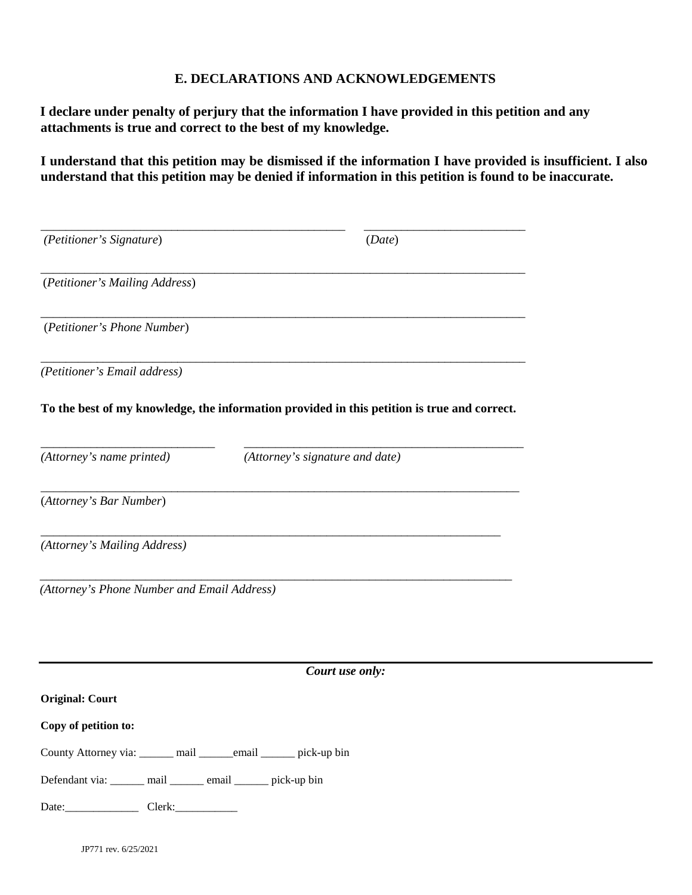## E. DECLARATIONS AND ACKNOWLEDGEMENTS

**I declare under penalty of perjury that the information I have provided in this petition and any attachments is true and correct to the best of my knowledge.**

**I understand that this petition may be dismissed if the information I have provided is insufficient. I also understand that this petition may be denied if information in this petition is found to be inaccurate.**

\_\_\_\_\_\_\_\_\_\_\_\_\_\_\_\_\_\_\_\_\_\_\_\_\_\_\_\_\_\_\_\_\_\_\_\_\_\_\_\_\_\_\_\_\_\_\_\_ \_\_\_\_\_\_\_\_\_\_\_\_\_\_\_\_\_\_\_\_\_\_\_\_\_\_

*(Petitioner's Signature)* *(Date)*

\_\_\_\_\_\_\_\_\_\_\_\_\_\_\_\_\_\_\_\_\_\_\_\_\_\_\_\_\_\_\_\_\_\_\_\_\_\_\_\_\_\_\_\_\_\_\_\_\_\_\_\_\_\_\_\_\_\_\_\_\_\_\_\_\_\_\_\_\_\_\_\_\_\_\_\_

*(Petitioner's Mailing Address)*

\_\_\_\_\_\_\_\_\_\_\_\_\_\_\_\_\_\_\_\_\_\_\_\_\_\_\_\_\_\_\_\_\_\_\_\_\_\_\_\_\_\_\_\_\_\_\_\_\_\_\_\_\_\_\_\_\_\_\_\_\_\_\_\_\_\_\_\_\_\_\_\_\_\_\_\_

*(Petitioner's Phone Number)*

\_\_\_\_\_\_\_\_\_\_\_\_\_\_\_\_\_\_\_\_\_\_\_\_\_\_\_\_\_\_\_\_\_\_\_\_\_\_\_\_\_\_\_\_\_\_\_\_\_\_\_\_\_\_\_\_\_\_\_\_\_\_\_\_\_\_\_\_\_\_\_\_\_\_\_\_

*(Petitioner's Email address)*

**To the best of my knowledge, the information provided in this petition is true and correct.**

\_\_\_\_\_\_\_\_\_\_\_\_\_\_\_\_\_\_\_\_\_\_\_\_\_\_\_\_ \_\_\_\_\_\_\_\_\_\_\_\_\_\_\_\_\_\_\_\_\_\_\_\_\_\_\_\_\_\_\_\_\_\_\_\_\_\_\_\_\_\_\_\_\_

*(Attorney's name printed)* *(Attorney's signature and date)*

\_\_\_\_\_\_\_\_\_\_\_\_\_\_\_\_\_\_\_\_\_\_\_\_\_\_\_\_\_\_\_\_\_\_\_\_\_\_\_\_\_\_\_\_\_\_\_\_\_\_\_\_\_\_\_\_\_\_\_\_\_\_\_\_\_\_\_\_\_\_\_\_\_\_\_

*(Attorney's Bar Number)*

\_\_\_\_\_\_\_\_\_\_\_\_\_\_\_\_\_\_\_\_\_\_\_\_\_\_\_\_\_\_\_\_\_\_\_\_\_\_\_\_\_\_\_\_\_\_\_\_\_\_\_\_\_\_\_\_\_\_\_\_\_\_\_\_\_\_\_\_\_\_\_\_

*(Attorney's Mailing Address)*

\_\_\_\_\_\_\_\_\_\_\_\_\_\_\_\_\_\_\_\_\_\_\_\_\_\_\_\_\_\_\_\_\_\_\_\_\_\_\_\_\_\_\_\_\_\_\_\_\_\_\_\_\_\_\_\_\_\_\_\_\_\_\_\_\_\_\_\_\_\_\_\_\_\_

*(Attorney's Phone Number and Email Address)*

---

***Court use only:***

**Original: Court**

**Copy of petition to:**

County Attorney via: \_\_\_\_\_\_ mail \_\_\_\_\_\_email \_\_\_\_\_\_ pick-up bin

Defendant via: \_\_\_\_\_\_ mail \_\_\_\_\_\_ email \_\_\_\_\_\_ pick-up bin

Date:\_\_\_\_\_\_\_\_\_\_\_\_\_ Clerk:\_\_\_\_\_\_\_\_\_\_\_

JP771 rev. 6/25/2021